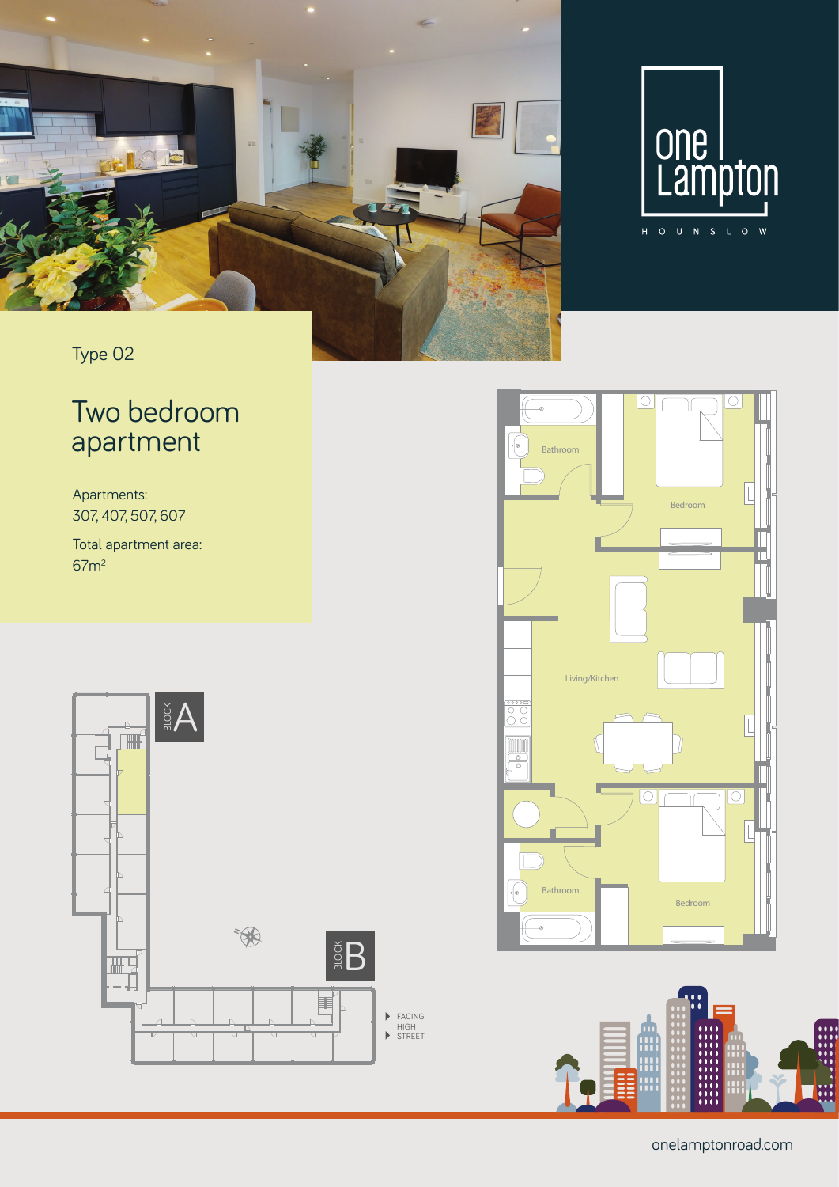one Lampton

HOUNSLOW

Type 02

# Two bedroom apartment

Apartments:
307, 407, 507, 607

Total apartment area:
67m²

Bathroom

Bedroom

Living/Kitchen

Bathroom

Bedroom

BLOCK A

BLOCK B

FACING HIGH STREET

onelamptonroad.com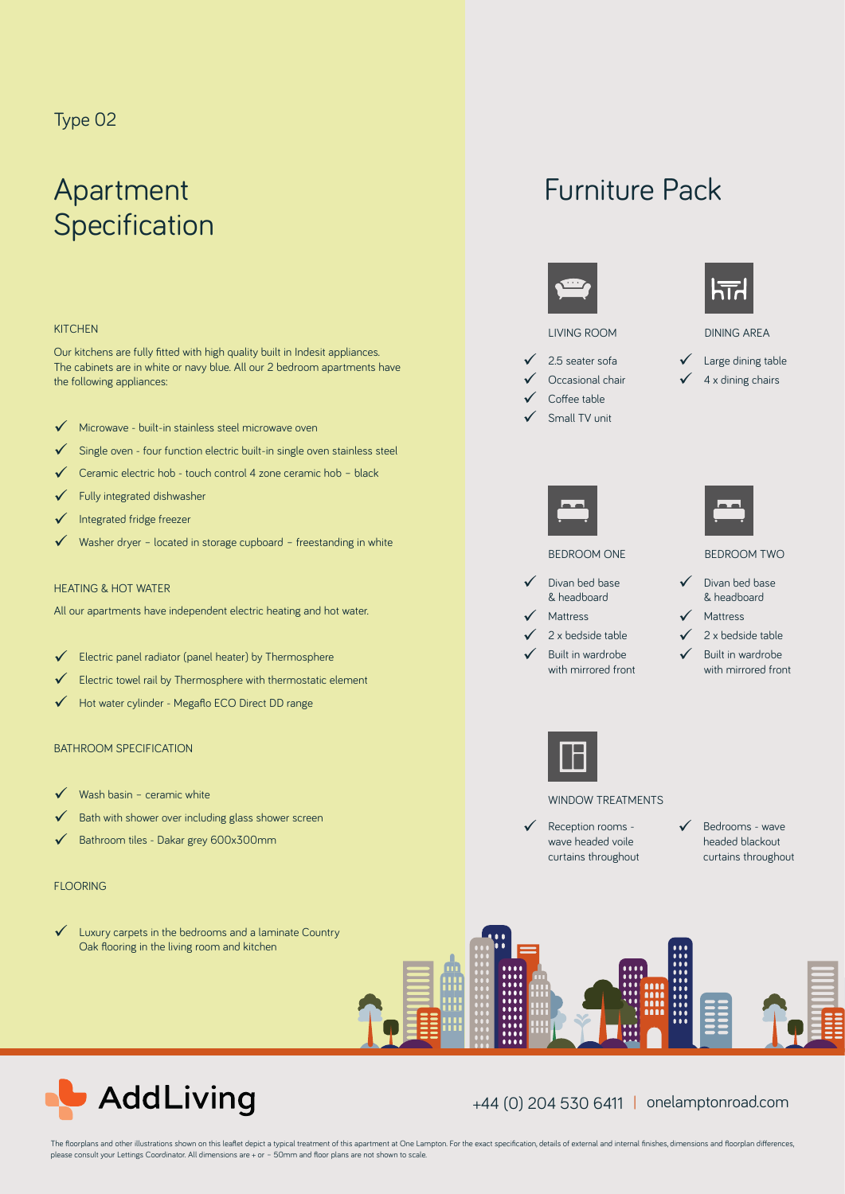Type 02

# Apartment Specification

## KITCHEN

Our kitchens are fully fitted with high quality built in Indesit appliances. The cabinets are in white or navy blue. All our 2 bedroom apartments have the following appliances:

- ✓ Microwave - built-in stainless steel microwave oven
- ✓ Single oven - four function electric built-in single oven stainless steel
- ✓ Ceramic electric hob - touch control 4 zone ceramic hob – black
- ✓ Fully integrated dishwasher
- ✓ Integrated fridge freezer
- ✓ Washer dryer – located in storage cupboard – freestanding in white

## HEATING & HOT WATER

All our apartments have independent electric heating and hot water.

- ✓ Electric panel radiator (panel heater) by Thermosphere
- ✓ Electric towel rail by Thermosphere with thermostatic element
- ✓ Hot water cylinder - Megaflo ECO Direct DD range

## BATHROOM SPECIFICATION

- ✓ Wash basin – ceramic white
- ✓ Bath with shower over including glass shower screen
- ✓ Bathroom tiles - Dakar grey 600x300mm

## FLOORING

- ✓ Luxury carpets in the bedrooms and a laminate Country Oak flooring in the living room and kitchen

# Furniture Pack

## LIVING ROOM

- ✓ 2.5 seater sofa
- ✓ Occasional chair
- ✓ Coffee table
- ✓ Small TV unit

## DINING AREA

- ✓ Large dining table
- ✓ 4 x dining chairs

## BEDROOM ONE

- ✓ Divan bed base & headboard
- ✓ Mattress
- ✓ 2 x bedside table
- ✓ Built in wardrobe with mirrored front

## BEDROOM TWO

- ✓ Divan bed base & headboard
- ✓ Mattress
- ✓ 2 x bedside table
- ✓ Built in wardrobe with mirrored front

## WINDOW TREATMENTS

- ✓ Reception rooms - wave headed voile curtains throughout
- ✓ Bedrooms - wave headed blackout curtains throughout

AddLiving

+44 (0) 204 530 6411 | onelamptonroad.com

The floorplans and other illustrations shown on this leaflet depict a typical treatment of this apartment at One Lampton. For the exact specification, details of external and internal finishes, dimensions and floorplan differences, please consult your Lettings Coordinator. All dimensions are + or – 50mm and floor plans are not shown to scale.